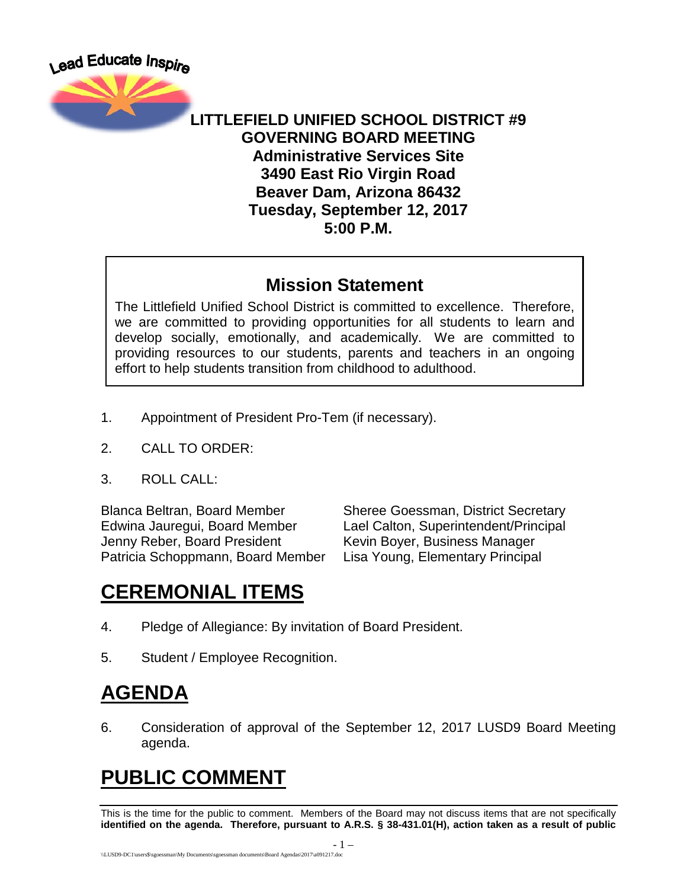Lead Educate Inspire

**LITTLEFIELD UNIFIED SCHOOL DISTRICT #9**
**GOVERNING BOARD MEETING**
**Administrative Services Site**
**3490 East Rio Virgin Road**
**Beaver Dam, Arizona 86432**
**Tuesday, September 12, 2017**
**5:00 P.M.**

## Mission Statement

The Littlefield Unified School District is committed to excellence. Therefore, we are committed to providing opportunities for all students to learn and develop socially, emotionally, and academically. We are committed to providing resources to our students, parents and teachers in an ongoing effort to help students transition from childhood to adulthood.

1. Appointment of President Pro-Tem (if necessary).

2. CALL TO ORDER:

3. ROLL CALL:

| | |
|---|---|
| Blanca Beltran, Board Member | Sheree Goessman, District Secretary |
| Edwina Jauregui, Board Member | Lael Calton, Superintendent/Principal |
| Jenny Reber, Board President | Kevin Boyer, Business Manager |
| Patricia Schoppmann, Board Member | Lisa Young, Elementary Principal |

# CEREMONIAL ITEMS

4. Pledge of Allegiance: By invitation of Board President.

5. Student / Employee Recognition.

# AGENDA

6. Consideration of approval of the September 12, 2017 LUSD9 Board Meeting agenda.

# PUBLIC COMMENT

This is the time for the public to comment. Members of the Board may not discuss items that are not specifically **identified on the agenda. Therefore, pursuant to A.R.S. § 38-431.01(H), action taken as a result of public**

\\LUSD9-DC1\users$\sgoessman\My Documents\sgoessman documents\Board Agendas\2017\a091217.doc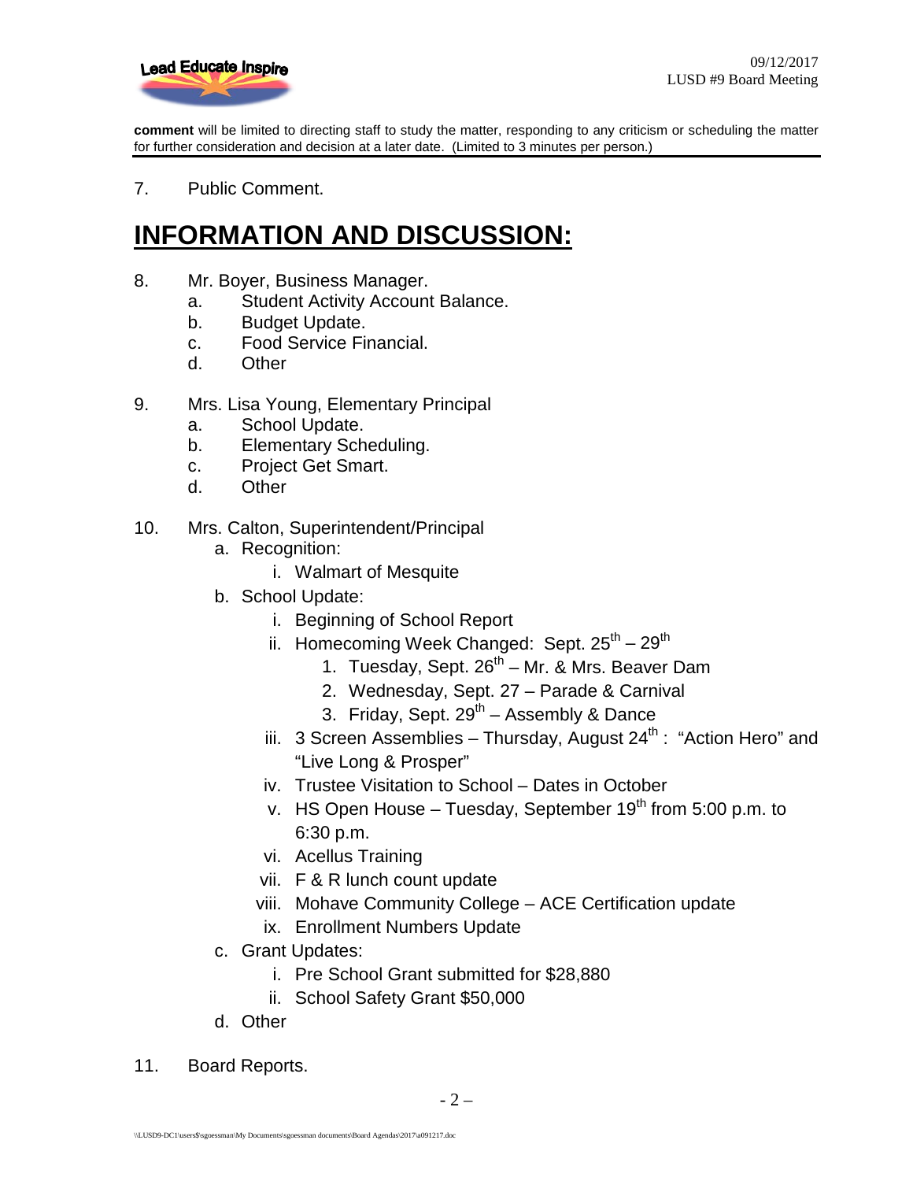**comment** will be limited to directing staff to study the matter, responding to any criticism or scheduling the matter for further consideration and decision at a later date. (Limited to 3 minutes per person.)

7. Public Comment.

# INFORMATION AND DISCUSSION:

8. Mr. Boyer, Business Manager.
   a. Student Activity Account Balance.
   b. Budget Update.
   c. Food Service Financial.
   d. Other

9. Mrs. Lisa Young, Elementary Principal
   a. School Update.
   b. Elementary Scheduling.
   c. Project Get Smart.
   d. Other

10. Mrs. Calton, Superintendent/Principal
    a. Recognition:
       i. Walmart of Mesquite
    b. School Update:
       i. Beginning of School Report
       ii. Homecoming Week Changed: Sept. 25th – 29th
           1. Tuesday, Sept. 26th – Mr. & Mrs. Beaver Dam
           2. Wednesday, Sept. 27 – Parade & Carnival
           3. Friday, Sept. 29th – Assembly & Dance
       iii. 3 Screen Assemblies – Thursday, August 24th : "Action Hero" and "Live Long & Prosper"
       iv. Trustee Visitation to School – Dates in October
       v. HS Open House – Tuesday, September 19th from 5:00 p.m. to 6:30 p.m.
       vi. Acellus Training
       vii. F & R lunch count update
       viii. Mohave Community College – ACE Certification update
       ix. Enrollment Numbers Update
    c. Grant Updates:
       i. Pre School Grant submitted for $28,880
       ii. School Safety Grant $50,000
    d. Other

11. Board Reports.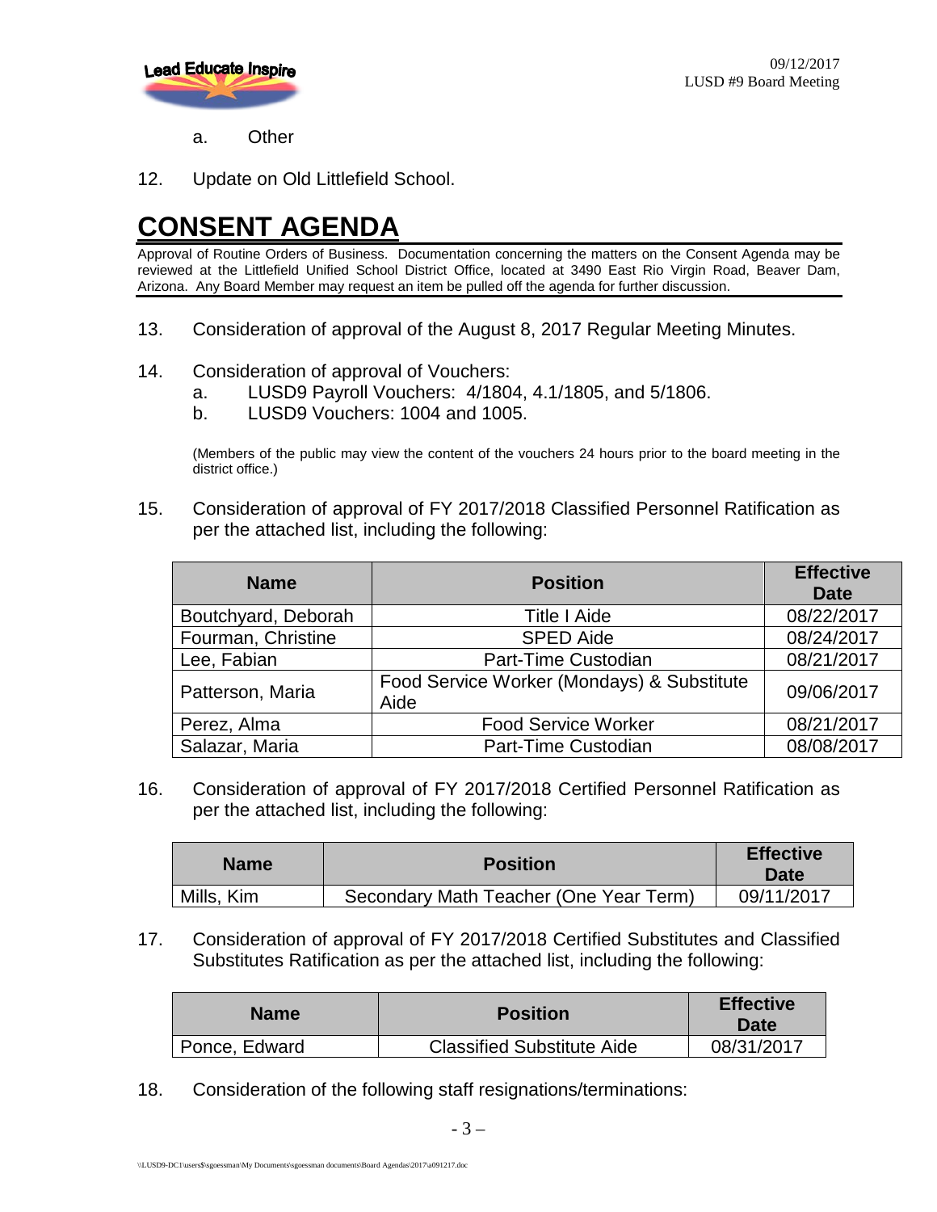a. Other

12. Update on Old Littlefield School.

# CONSENT AGENDA

Approval of Routine Orders of Business. Documentation concerning the matters on the Consent Agenda may be reviewed at the Littlefield Unified School District Office, located at 3490 East Rio Virgin Road, Beaver Dam, Arizona. Any Board Member may request an item be pulled off the agenda for further discussion.

13. Consideration of approval of the August 8, 2017 Regular Meeting Minutes.

14. Consideration of approval of Vouchers:
    a. LUSD9 Payroll Vouchers: 4/1804, 4.1/1805, and 5/1806.
    b. LUSD9 Vouchers: 1004 and 1005.

    (Members of the public may view the content of the vouchers 24 hours prior to the board meeting in the district office.)

15. Consideration of approval of FY 2017/2018 Classified Personnel Ratification as per the attached list, including the following:

| Name | Position | Effective Date |
|---|---|---|
| Boutchyard, Deborah | Title I Aide | 08/22/2017 |
| Fourman, Christine | SPED Aide | 08/24/2017 |
| Lee, Fabian | Part-Time Custodian | 08/21/2017 |
| Patterson, Maria | Food Service Worker (Mondays) & Substitute Aide | 09/06/2017 |
| Perez, Alma | Food Service Worker | 08/21/2017 |
| Salazar, Maria | Part-Time Custodian | 08/08/2017 |

16. Consideration of approval of FY 2017/2018 Certified Personnel Ratification as per the attached list, including the following:

| Name | Position | Effective Date |
|---|---|---|
| Mills, Kim | Secondary Math Teacher (One Year Term) | 09/11/2017 |

17. Consideration of approval of FY 2017/2018 Certified Substitutes and Classified Substitutes Ratification as per the attached list, including the following:

| Name | Position | Effective Date |
|---|---|---|
| Ponce, Edward | Classified Substitute Aide | 08/31/2017 |

18. Consideration of the following staff resignations/terminations: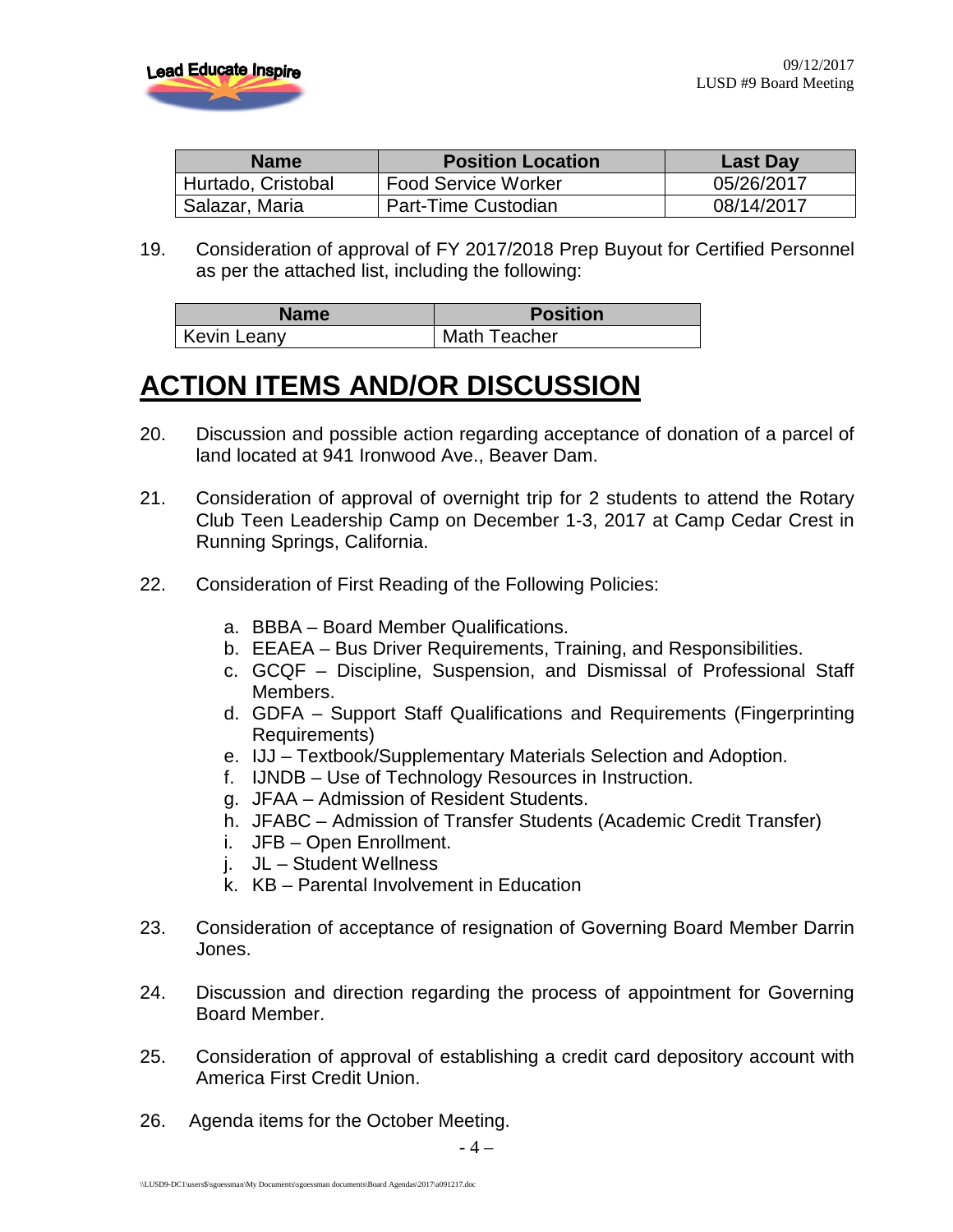| Name | Position Location | Last Day |
| --- | --- | --- |
| Hurtado, Cristobal | Food Service Worker | 05/26/2017 |
| Salazar, Maria | Part-Time Custodian | 08/14/2017 |

19. Consideration of approval of FY 2017/2018 Prep Buyout for Certified Personnel as per the attached list, including the following:

| Name | Position |
| --- | --- |
| Kevin Leany | Math Teacher |

# ACTION ITEMS AND/OR DISCUSSION

20. Discussion and possible action regarding acceptance of donation of a parcel of land located at 941 Ironwood Ave., Beaver Dam.

21. Consideration of approval of overnight trip for 2 students to attend the Rotary Club Teen Leadership Camp on December 1-3, 2017 at Camp Cedar Crest in Running Springs, California.

22. Consideration of First Reading of the Following Policies:

    a. BBBA – Board Member Qualifications.
    b. EEAEA – Bus Driver Requirements, Training, and Responsibilities.
    c. GCQF – Discipline, Suspension, and Dismissal of Professional Staff Members.
    d. GDFA – Support Staff Qualifications and Requirements (Fingerprinting Requirements)
    e. IJJ – Textbook/Supplementary Materials Selection and Adoption.
    f. IJNDB – Use of Technology Resources in Instruction.
    g. JFAA – Admission of Resident Students.
    h. JFABC – Admission of Transfer Students (Academic Credit Transfer)
    i. JFB – Open Enrollment.
    j. JL – Student Wellness
    k. KB – Parental Involvement in Education

23. Consideration of acceptance of resignation of Governing Board Member Darrin Jones.

24. Discussion and direction regarding the process of appointment for Governing Board Member.

25. Consideration of approval of establishing a credit card depository account with America First Credit Union.

26. Agenda items for the October Meeting.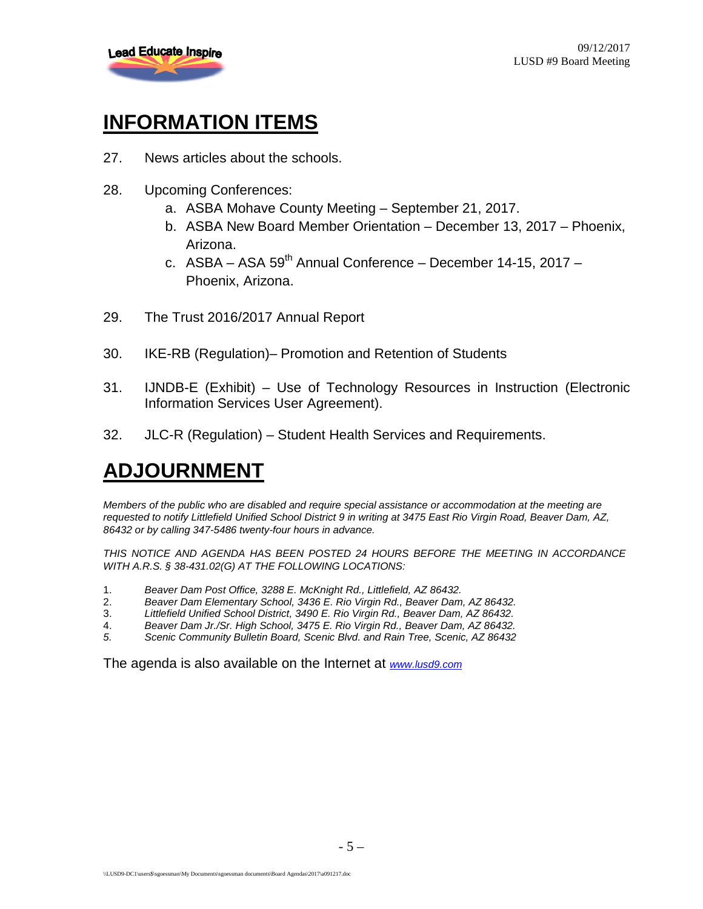# INFORMATION ITEMS

27. News articles about the schools.

28. Upcoming Conferences:
    a. ASBA Mohave County Meeting – September 21, 2017.
    b. ASBA New Board Member Orientation – December 13, 2017 – Phoenix, Arizona.
    c. ASBA – ASA 59th Annual Conference – December 14-15, 2017 – Phoenix, Arizona.

29. The Trust 2016/2017 Annual Report

30. IKE-RB (Regulation)– Promotion and Retention of Students

31. IJNDB-E (Exhibit) – Use of Technology Resources in Instruction (Electronic Information Services User Agreement).

32. JLC-R (Regulation) – Student Health Services and Requirements.

# ADJOURNMENT

*Members of the public who are disabled and require special assistance or accommodation at the meeting are requested to notify Littlefield Unified School District 9 in writing at 3475 East Rio Virgin Road, Beaver Dam, AZ, 86432 or by calling 347-5486 twenty-four hours in advance.*

*THIS NOTICE AND AGENDA HAS BEEN POSTED 24 HOURS BEFORE THE MEETING IN ACCORDANCE WITH A.R.S. § 38-431.02(G) AT THE FOLLOWING LOCATIONS:*

1. *Beaver Dam Post Office, 3288 E. McKnight Rd., Littlefield, AZ 86432.*
2. *Beaver Dam Elementary School, 3436 E. Rio Virgin Rd., Beaver Dam, AZ 86432.*
3. *Littlefield Unified School District, 3490 E. Rio Virgin Rd., Beaver Dam, AZ 86432.*
4. *Beaver Dam Jr./Sr. High School, 3475 E. Rio Virgin Rd., Beaver Dam, AZ 86432.*
5. *Scenic Community Bulletin Board, Scenic Blvd. and Rain Tree, Scenic, AZ 86432*

The agenda is also available on the Internet at *www.lusd9.com*